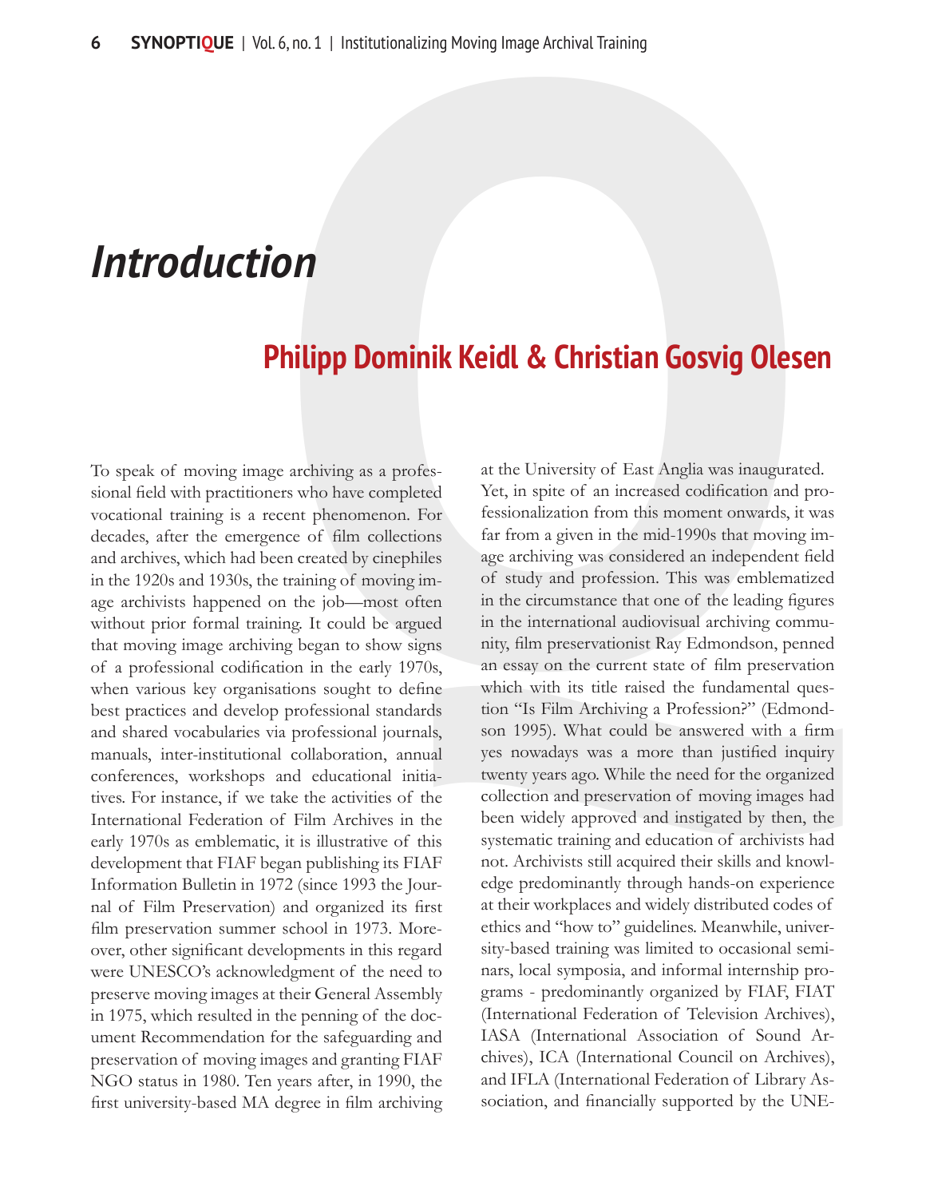# *Introduction*

## Philipp Dominik Keidl & Christian Gosvig Olesen

To speak of moving image archiving as a professional field with practitioners who have completed vocational training is a recent phenomenon. For decades, after the emergence of film collections and archives, which had been created by cinephiles in the 1920s and 1930s, the training of moving image archivists happened on the job—most often without prior formal training. It could be argued that moving image archiving began to show signs of a professional codification in the early 1970s, when various key organisations sought to define best practices and develop professional standards and shared vocabularies via professional journals, manuals, inter-institutional collaboration, annual conferences, workshops and educational initiatives. For instance, if we take the activities of the International Federation of Film Archives in the early 1970s as emblematic, it is illustrative of this development that FIAF began publishing its FIAF Information Bulletin in 1972 (since 1993 the Journal of Film Preservation) and organized its first film preservation summer school in 1973. Moreover, other significant developments in this regard were UNESCO's acknowledgment of the need to preserve moving images at their General Assembly in 1975, which resulted in the penning of the document Recommendation for the safeguarding and preservation of moving images and granting FIAF NGO status in 1980. Ten years after, in 1990, the first university-based MA degree in film archiving at the University of East Anglia was inaugurated. Yet, in spite of an increased codification and professionalization from this moment onwards, it was far from a given in the mid-1990s that moving image archiving was considered an independent field of study and profession. This was emblematized in the circumstance that one of the leading figures in the international audiovisual archiving community, film preservationist Ray Edmondson, penned an essay on the current state of film preservation which with its title raised the fundamental question "Is Film Archiving a Profession?" (Edmondson 1995). What could be answered with a firm yes nowadays was a more than justified inquiry twenty years ago. While the need for the organized collection and preservation of moving images had been widely approved and instigated by then, the systematic training and education of archivists had not. Archivists still acquired their skills and knowledge predominantly through hands-on experience at their workplaces and widely distributed codes of ethics and "how to" guidelines. Meanwhile, university-based training was limited to occasional seminars, local symposia, and informal internship programs - predominantly organized by FIAF, FIAT (International Federation of Television Archives), IASA (International Association of Sound Archives), ICA (International Council on Archives), and IFLA (International Federation of Library Association, and financially supported by the UNE-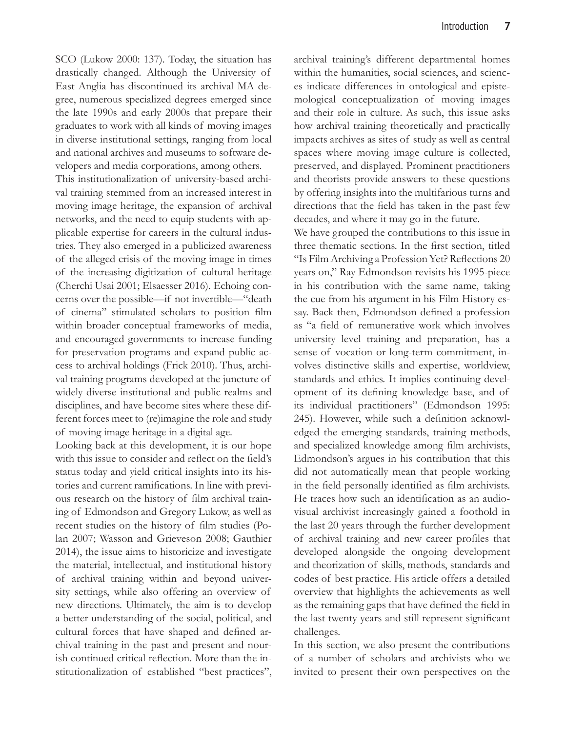SCO (Lukow 2000: 137). Today, the situation has drastically changed. Although the University of East Anglia has discontinued its archival MA degree, numerous specialized degrees emerged since the late 1990s and early 2000s that prepare their graduates to work with all kinds of moving images in diverse institutional settings, ranging from local and national archives and museums to software developers and media corporations, among others.

This institutionalization of university-based archival training stemmed from an increased interest in moving image heritage, the expansion of archival networks, and the need to equip students with applicable expertise for careers in the cultural industries. They also emerged in a publicized awareness of the alleged crisis of the moving image in times of the increasing digitization of cultural heritage (Cherchi Usai 2001; Elsaesser 2016). Echoing concerns over the possible—if not invertible—"death of cinema" stimulated scholars to position film within broader conceptual frameworks of media, and encouraged governments to increase funding for preservation programs and expand public access to archival holdings (Frick 2010). Thus, archival training programs developed at the juncture of widely diverse institutional and public realms and disciplines, and have become sites where these different forces meet to (re)imagine the role and study of moving image heritage in a digital age.

Looking back at this development, it is our hope with this issue to consider and reflect on the field's status today and yield critical insights into its histories and current ramifications. In line with previous research on the history of film archival training of Edmondson and Gregory Lukow, as well as recent studies on the history of film studies (Polan 2007; Wasson and Grieveson 2008; Gauthier 2014), the issue aims to historicize and investigate the material, intellectual, and institutional history of archival training within and beyond university settings, while also offering an overview of new directions. Ultimately, the aim is to develop a better understanding of the social, political, and cultural forces that have shaped and defined archival training in the past and present and nourish continued critical reflection. More than the institutionalization of established "best practices", archival training's different departmental homes within the humanities, social sciences, and sciences indicate differences in ontological and epistemological conceptualization of moving images and their role in culture. As such, this issue asks how archival training theoretically and practically impacts archives as sites of study as well as central spaces where moving image culture is collected, preserved, and displayed. Prominent practitioners and theorists provide answers to these questions by offering insights into the multifarious turns and directions that the field has taken in the past few decades, and where it may go in the future.

We have grouped the contributions to this issue in three thematic sections. In the first section, titled "Is Film Archiving a Profession Yet? Reflections 20 years on," Ray Edmondson revisits his 1995-piece in his contribution with the same name, taking the cue from his argument in his Film History essay. Back then, Edmondson defined a profession as "a field of remunerative work which involves university level training and preparation, has a sense of vocation or long-term commitment, involves distinctive skills and expertise, worldview, standards and ethics. It implies continuing development of its defining knowledge base, and of its individual practitioners" (Edmondson 1995: 245). However, while such a definition acknowledged the emerging standards, training methods, and specialized knowledge among film archivists, Edmondson's argues in his contribution that this did not automatically mean that people working in the field personally identified as film archivists. He traces how such an identification as an audiovisual archivist increasingly gained a foothold in the last 20 years through the further development of archival training and new career profiles that developed alongside the ongoing development and theorization of skills, methods, standards and codes of best practice. His article offers a detailed overview that highlights the achievements as well as the remaining gaps that have defined the field in the last twenty years and still represent significant challenges.

In this section, we also present the contributions of a number of scholars and archivists who we invited to present their own perspectives on the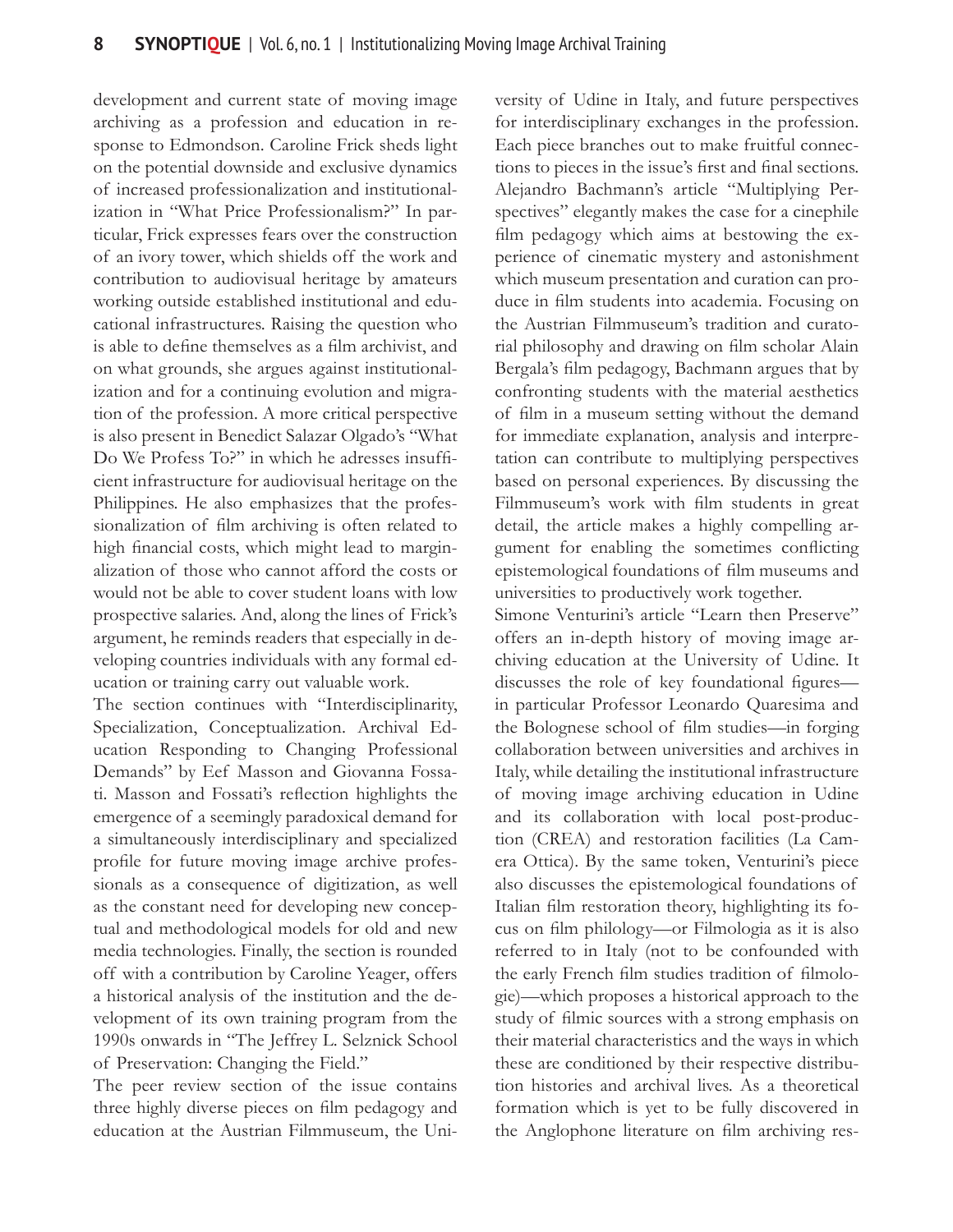development and current state of moving image archiving as a profession and education in response to Edmondson. Caroline Frick sheds light on the potential downside and exclusive dynamics of increased professionalization and institutionalization in "What Price Professionalism?" In particular, Frick expresses fears over the construction of an ivory tower, which shields off the work and contribution to audiovisual heritage by amateurs working outside established institutional and educational infrastructures. Raising the question who is able to define themselves as a film archivist, and on what grounds, she argues against institutionalization and for a continuing evolution and migration of the profession. A more critical perspective is also present in Benedict Salazar Olgado's "What Do We Profess To?" in which he adresses insufficient infrastructure for audiovisual heritage on the Philippines. He also emphasizes that the professionalization of film archiving is often related to high financial costs, which might lead to marginalization of those who cannot afford the costs or would not be able to cover student loans with low prospective salaries. And, along the lines of Frick's argument, he reminds readers that especially in developing countries individuals with any formal education or training carry out valuable work.

The section continues with "Interdisciplinarity, Specialization, Conceptualization. Archival Education Responding to Changing Professional Demands" by Eef Masson and Giovanna Fossati. Masson and Fossati's reflection highlights the emergence of a seemingly paradoxical demand for a simultaneously interdisciplinary and specialized profile for future moving image archive professionals as a consequence of digitization, as well as the constant need for developing new conceptual and methodological models for old and new media technologies. Finally, the section is rounded off with a contribution by Caroline Yeager, offers a historical analysis of the institution and the development of its own training program from the 1990s onwards in "The Jeffrey L. Selznick School of Preservation: Changing the Field."

The peer review section of the issue contains three highly diverse pieces on film pedagogy and education at the Austrian Filmmuseum, the University of Udine in Italy, and future perspectives for interdisciplinary exchanges in the profession. Each piece branches out to make fruitful connections to pieces in the issue's first and final sections. Alejandro Bachmann's article "Multiplying Perspectives" elegantly makes the case for a cinephile film pedagogy which aims at bestowing the experience of cinematic mystery and astonishment which museum presentation and curation can produce in film students into academia. Focusing on the Austrian Filmmuseum's tradition and curatorial philosophy and drawing on film scholar Alain Bergala's film pedagogy, Bachmann argues that by confronting students with the material aesthetics of film in a museum setting without the demand for immediate explanation, analysis and interpretation can contribute to multiplying perspectives based on personal experiences. By discussing the Filmmuseum's work with film students in great detail, the article makes a highly compelling argument for enabling the sometimes conflicting epistemological foundations of film museums and universities to productively work together.

Simone Venturini's article "Learn then Preserve" offers an in-depth history of moving image archiving education at the University of Udine. It discusses the role of key foundational figures—in particular Professor Leonardo Quaresima and the Bolognese school of film studies—in forging collaboration between universities and archives in Italy, while detailing the institutional infrastructure of moving image archiving education in Udine and its collaboration with local post-production (CREA) and restoration facilities (La Camera Ottica). By the same token, Venturini's piece also discusses the epistemological foundations of Italian film restoration theory, highlighting its focus on film philology—or Filmologia as it is also referred to in Italy (not to be confounded with the early French film studies tradition of filmologie)—which proposes a historical approach to the study of filmic sources with a strong emphasis on their material characteristics and the ways in which these are conditioned by their respective distribution histories and archival lives. As a theoretical formation which is yet to be fully discovered in the Anglophone literature on film archiving res-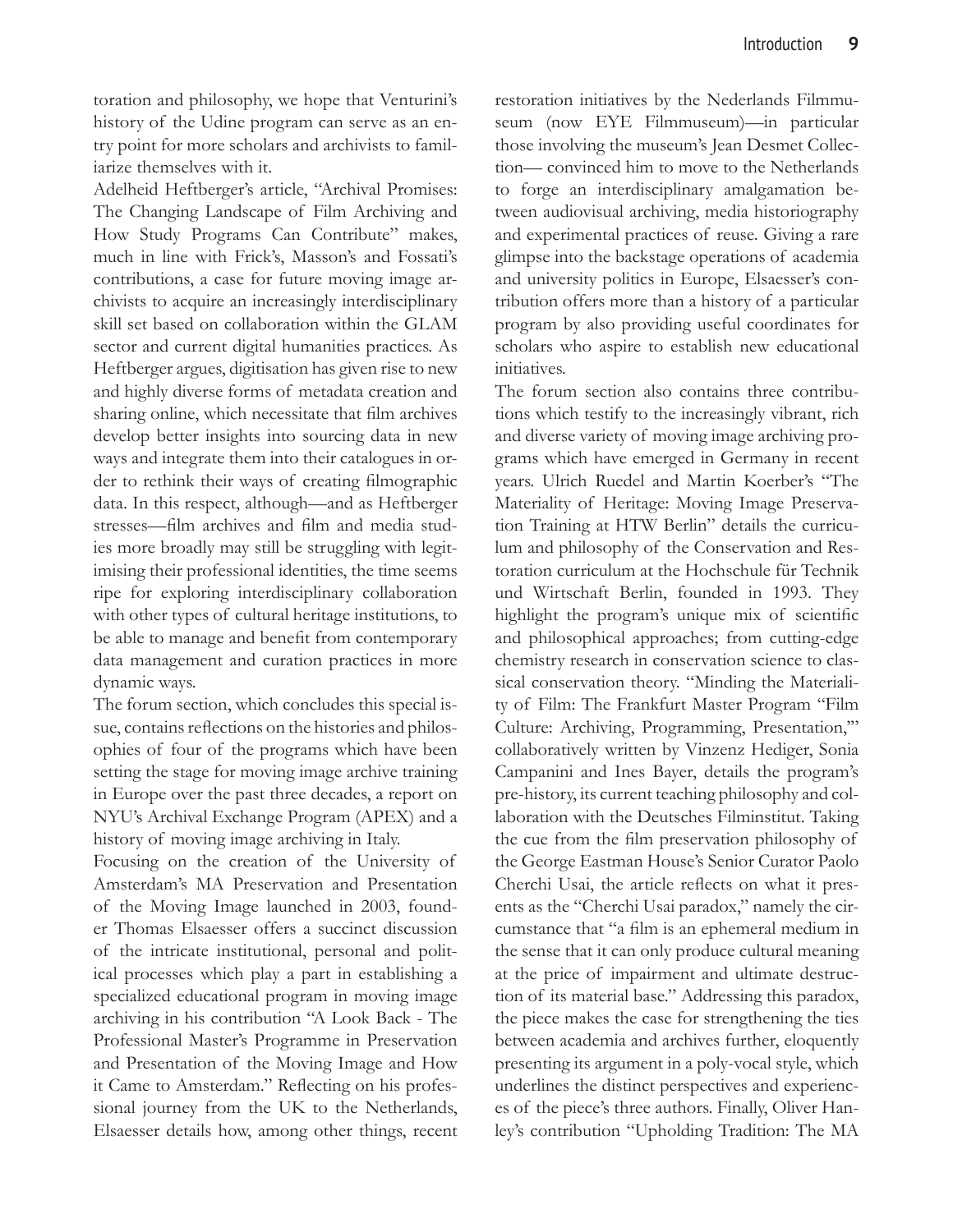toration and philosophy, we hope that Venturini's history of the Udine program can serve as an entry point for more scholars and archivists to familiarize themselves with it.

Adelheid Heftberger's article, "Archival Promises: The Changing Landscape of Film Archiving and How Study Programs Can Contribute" makes, much in line with Frick's, Masson's and Fossati's contributions, a case for future moving image archivists to acquire an increasingly interdisciplinary skill set based on collaboration within the GLAM sector and current digital humanities practices. As Heftberger argues, digitisation has given rise to new and highly diverse forms of metadata creation and sharing online, which necessitate that film archives develop better insights into sourcing data in new ways and integrate them into their catalogues in order to rethink their ways of creating filmographic data. In this respect, although—and as Heftberger stresses—film archives and film and media studies more broadly may still be struggling with legitimising their professional identities, the time seems ripe for exploring interdisciplinary collaboration with other types of cultural heritage institutions, to be able to manage and benefit from contemporary data management and curation practices in more dynamic ways.

The forum section, which concludes this special issue, contains reflections on the histories and philosophies of four of the programs which have been setting the stage for moving image archive training in Europe over the past three decades, a report on NYU's Archival Exchange Program (APEX) and a history of moving image archiving in Italy.

Focusing on the creation of the University of Amsterdam's MA Preservation and Presentation of the Moving Image launched in 2003, founder Thomas Elsaesser offers a succinct discussion of the intricate institutional, personal and political processes which play a part in establishing a specialized educational program in moving image archiving in his contribution "A Look Back - The Professional Master's Programme in Preservation and Presentation of the Moving Image and How it Came to Amsterdam." Reflecting on his professional journey from the UK to the Netherlands, Elsaesser details how, among other things, recent restoration initiatives by the Nederlands Filmmuseum (now EYE Filmmuseum)—in particular those involving the museum's Jean Desmet Collection— convinced him to move to the Netherlands to forge an interdisciplinary amalgamation between audiovisual archiving, media historiography and experimental practices of reuse. Giving a rare glimpse into the backstage operations of academia and university politics in Europe, Elsaesser's contribution offers more than a history of a particular program by also providing useful coordinates for scholars who aspire to establish new educational initiatives.

The forum section also contains three contributions which testify to the increasingly vibrant, rich and diverse variety of moving image archiving programs which have emerged in Germany in recent years. Ulrich Ruedel and Martin Koerber's "The Materiality of Heritage: Moving Image Preservation Training at HTW Berlin" details the curriculum and philosophy of the Conservation and Restoration curriculum at the Hochschule für Technik und Wirtschaft Berlin, founded in 1993. They highlight the program's unique mix of scientific and philosophical approaches; from cutting-edge chemistry research in conservation science to classical conservation theory. "Minding the Materiality of Film: The Frankfurt Master Program "Film Culture: Archiving, Programming, Presentation,"" collaboratively written by Vinzenz Hediger, Sonia Campanini and Ines Bayer, details the program's pre-history, its current teaching philosophy and collaboration with the Deutsches Filminstitut. Taking the cue from the film preservation philosophy of the George Eastman House's Senior Curator Paolo Cherchi Usai, the article reflects on what it presents as the "Cherchi Usai paradox," namely the circumstance that "a film is an ephemeral medium in the sense that it can only produce cultural meaning at the price of impairment and ultimate destruction of its material base." Addressing this paradox, the piece makes the case for strengthening the ties between academia and archives further, eloquently presenting its argument in a poly-vocal style, which underlines the distinct perspectives and experiences of the piece's three authors. Finally, Oliver Hanley's contribution "Upholding Tradition: The MA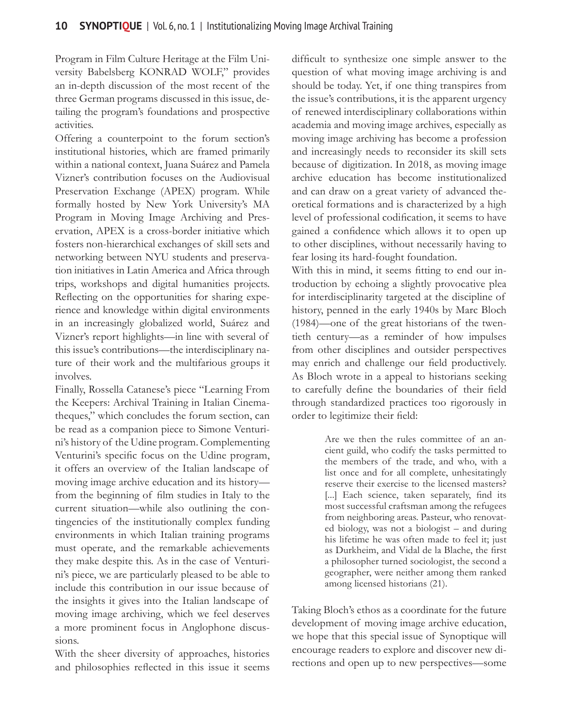Program in Film Culture Heritage at the Film University Babelsberg KONRAD WOLF," provides an in-depth discussion of the most recent of the three German programs discussed in this issue, detailing the program's foundations and prospective activities.

Offering a counterpoint to the forum section's institutional histories, which are framed primarily within a national context, Juana Suárez and Pamela Vizner's contribution focuses on the Audiovisual Preservation Exchange (APEX) program. While formally hosted by New York University's MA Program in Moving Image Archiving and Preservation, APEX is a cross-border initiative which fosters non-hierarchical exchanges of skill sets and networking between NYU students and preservation initiatives in Latin America and Africa through trips, workshops and digital humanities projects. Reflecting on the opportunities for sharing experience and knowledge within digital environments in an increasingly globalized world, Suárez and Vizner's report highlights—in line with several of this issue's contributions—the interdisciplinary nature of their work and the multifarious groups it involves.

Finally, Rossella Catanese's piece "Learning From the Keepers: Archival Training in Italian Cinematheques," which concludes the forum section, can be read as a companion piece to Simone Venturini's history of the Udine program. Complementing Venturini's specific focus on the Udine program, it offers an overview of the Italian landscape of moving image archive education and its history—from the beginning of film studies in Italy to the current situation—while also outlining the contingencies of the institutionally complex funding environments in which Italian training programs must operate, and the remarkable achievements they make despite this. As in the case of Venturini's piece, we are particularly pleased to be able to include this contribution in our issue because of the insights it gives into the Italian landscape of moving image archiving, which we feel deserves a more prominent focus in Anglophone discussions.

With the sheer diversity of approaches, histories and philosophies reflected in this issue it seems difficult to synthesize one simple answer to the question of what moving image archiving is and should be today. Yet, if one thing transpires from the issue's contributions, it is the apparent urgency of renewed interdisciplinary collaborations within academia and moving image archives, especially as moving image archiving has become a profession and increasingly needs to reconsider its skill sets because of digitization. In 2018, as moving image archive education has become institutionalized and can draw on a great variety of advanced theoretical formations and is characterized by a high level of professional codification, it seems to have gained a confidence which allows it to open up to other disciplines, without necessarily having to fear losing its hard-fought foundation.

With this in mind, it seems fitting to end our introduction by echoing a slightly provocative plea for interdisciplinarity targeted at the discipline of history, penned in the early 1940s by Marc Bloch (1984)—one of the great historians of the twentieth century—as a reminder of how impulses from other disciplines and outsider perspectives may enrich and challenge our field productively. As Bloch wrote in a appeal to historians seeking to carefully define the boundaries of their field through standardized practices too rigorously in order to legitimize their field:

> Are we then the rules committee of an ancient guild, who codify the tasks permitted to the members of the trade, and who, with a list once and for all complete, unhesitatingly reserve their exercise to the licensed masters? [...] Each science, taken separately, find its most successful craftsman among the refugees from neighboring areas. Pasteur, who renovated biology, was not a biologist – and during his lifetime he was often made to feel it; just as Durkheim, and Vidal de la Blache, the first a philosopher turned sociologist, the second a geographer, were neither among them ranked among licensed historians (21).

Taking Bloch's ethos as a coordinate for the future development of moving image archive education, we hope that this special issue of Synoptique will encourage readers to explore and discover new directions and open up to new perspectives—some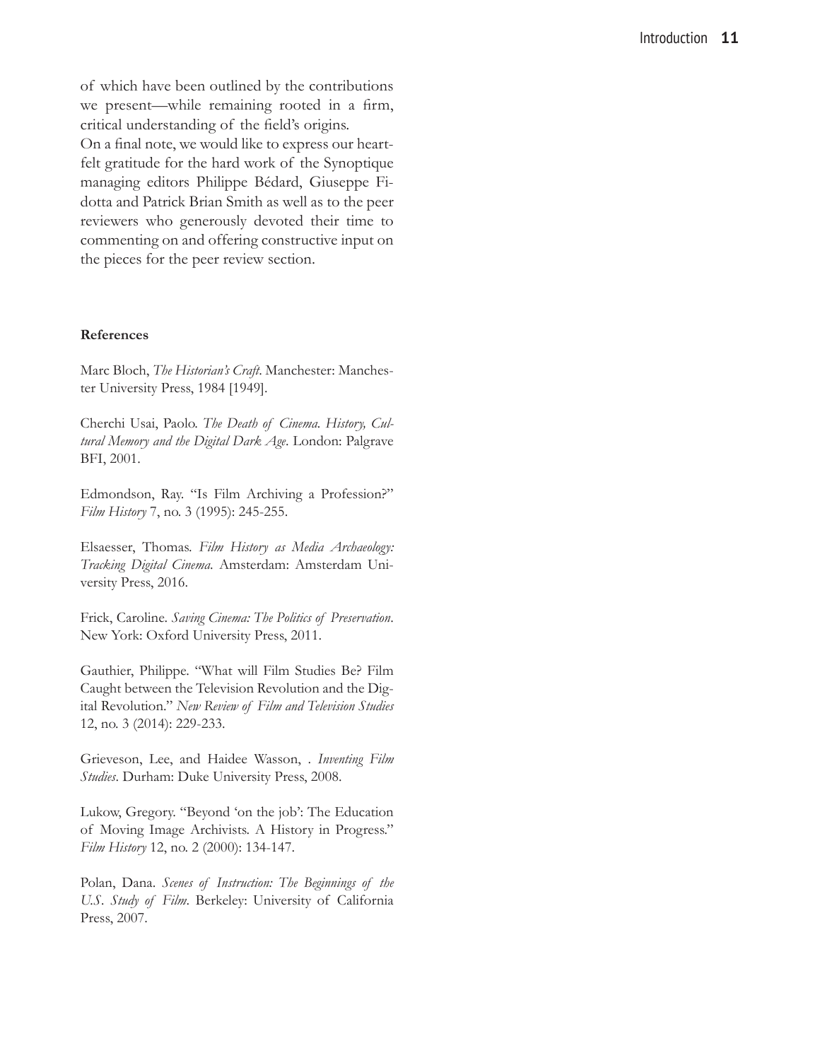of which have been outlined by the contributions we present—while remaining rooted in a firm, critical understanding of the field's origins.

On a final note, we would like to express our heartfelt gratitude for the hard work of the Synoptique managing editors Philippe Bédard, Giuseppe Fidotta and Patrick Brian Smith as well as to the peer reviewers who generously devoted their time to commenting on and offering constructive input on the pieces for the peer review section.

**References**

Marc Bloch, *The Historian's Craft*. Manchester: Manchester University Press, 1984 [1949].

Cherchi Usai, Paolo. *The Death of Cinema. History, Cultural Memory and the Digital Dark Age*. London: Palgrave BFI, 2001.

Edmondson, Ray. "Is Film Archiving a Profession?" *Film History* 7, no. 3 (1995): 245-255.

Elsaesser, Thomas. *Film History as Media Archaeology: Tracking Digital Cinema.* Amsterdam: Amsterdam University Press, 2016.

Frick, Caroline. *Saving Cinema: The Politics of Preservation*. New York: Oxford University Press, 2011.

Gauthier, Philippe. "What will Film Studies Be? Film Caught between the Television Revolution and the Digital Revolution." *New Review of Film and Television Studies* 12, no. 3 (2014): 229-233.

Grieveson, Lee, and Haidee Wasson, . *Inventing Film Studies*. Durham: Duke University Press, 2008.

Lukow, Gregory. "Beyond 'on the job': The Education of Moving Image Archivists. A History in Progress." *Film History* 12, no. 2 (2000): 134-147.

Polan, Dana. *Scenes of Instruction: The Beginnings of the U.S. Study of Film*. Berkeley: University of California Press, 2007.